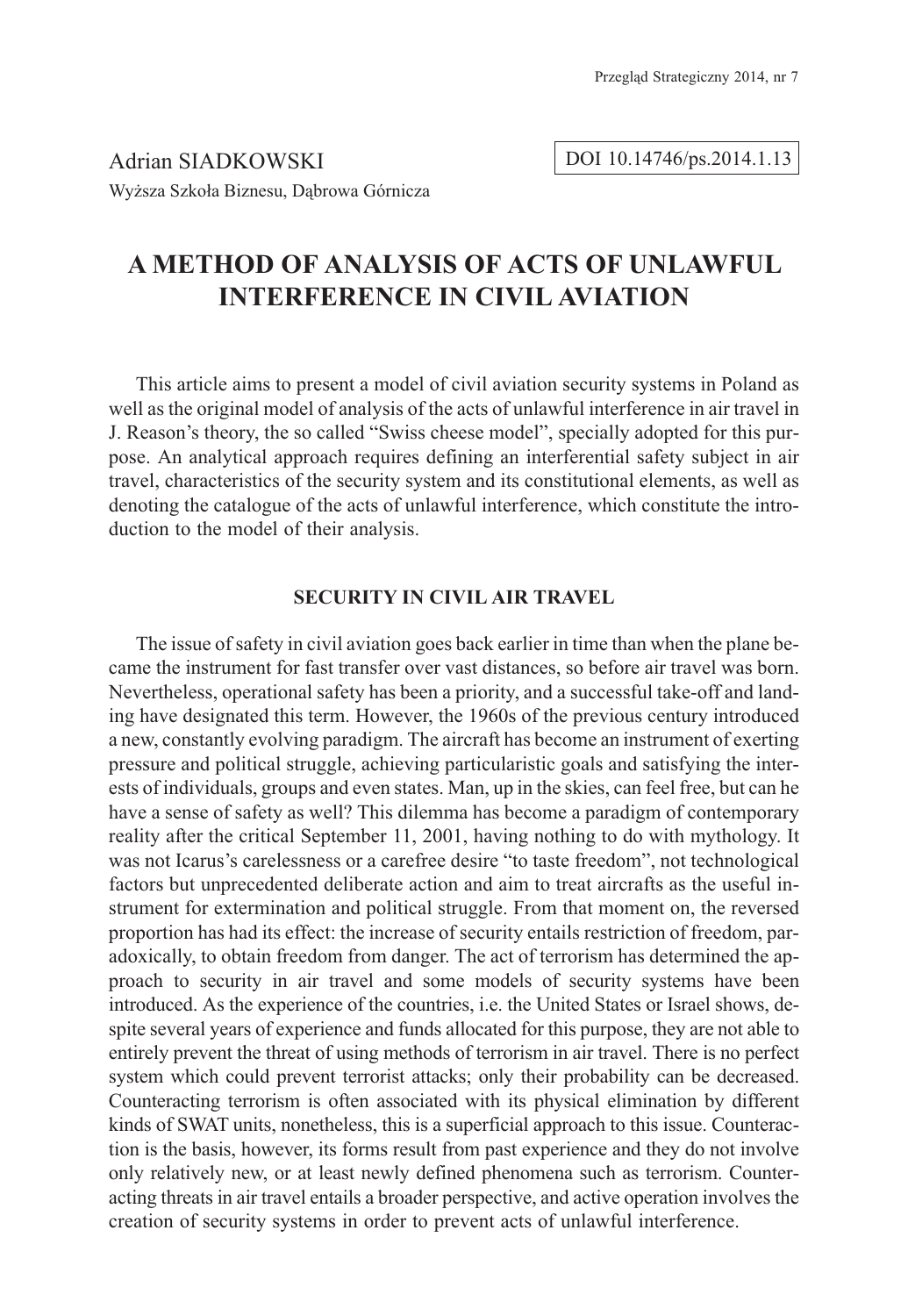Adrian SIADKOWSKI

Wyższa Szkoła Biznesu, Dąbrowa Górnicza

DOI 10.14746/ps.2014.1.13

# A METHOD OF ANALYSIS OF ACTS OF UNLAWFUL INTERFERENCE IN CIVIL AVIATION

This article aims to present a model of civil aviation security systems in Poland as well as the original model of analysis of the acts of unlawful interference in air travel in J. Reason's theory, the so called "Swiss cheese model", specially adopted for this purpose. An analytical approach requires defining an interferential safety subject in air travel, characteristics of the security system and its constitutional elements, as well as denoting the catalogue of the acts of unlawful interference, which constitute the introduction to the model of their analysis.

## SECURITY IN CIVIL AIR TRAVEL

The issue of safety in civil aviation goes back earlier in time than when the plane became the instrument for fast transfer over vast distances, so before air travel was born. Nevertheless, operational safety has been a priority, and a successful take-off and landing have designated this term. However, the 1960s of the previous century introduced a new, constantly evolving paradigm. The aircraft has become an instrument of exerting pressure and political struggle, achieving particularistic goals and satisfying the interests of individuals, groups and even states. Man, up in the skies, can feel free, but can he have a sense of safety as well? This dilemma has become a paradigm of contemporary reality after the critical September 11, 2001, having nothing to do with mythology. It was not Icarus's carelessness or a carefree desire "to taste freedom", not technological factors but unprecedented deliberate action and aim to treat aircrafts as the useful instrument for extermination and political struggle. From that moment on, the reversed proportion has had its effect: the increase of security entails restriction of freedom, paradoxically, to obtain freedom from danger. The act of terrorism has determined the approach to security in air travel and some models of security systems have been introduced. As the experience of the countries, i.e. the United States or Israel shows, despite several years of experience and funds allocated for this purpose, they are not able to entirely prevent the threat of using methods of terrorism in air travel. There is no perfect system which could prevent terrorist attacks; only their probability can be decreased. Counteracting terrorism is often associated with its physical elimination by different kinds of SWAT units, nonetheless, this is a superficial approach to this issue. Counteraction is the basis, however, its forms result from past experience and they do not involve only relatively new, or at least newly defined phenomena such as terrorism. Counteracting threats in air travel entails a broader perspective, and active operation involves the creation of security systems in order to prevent acts of unlawful interference.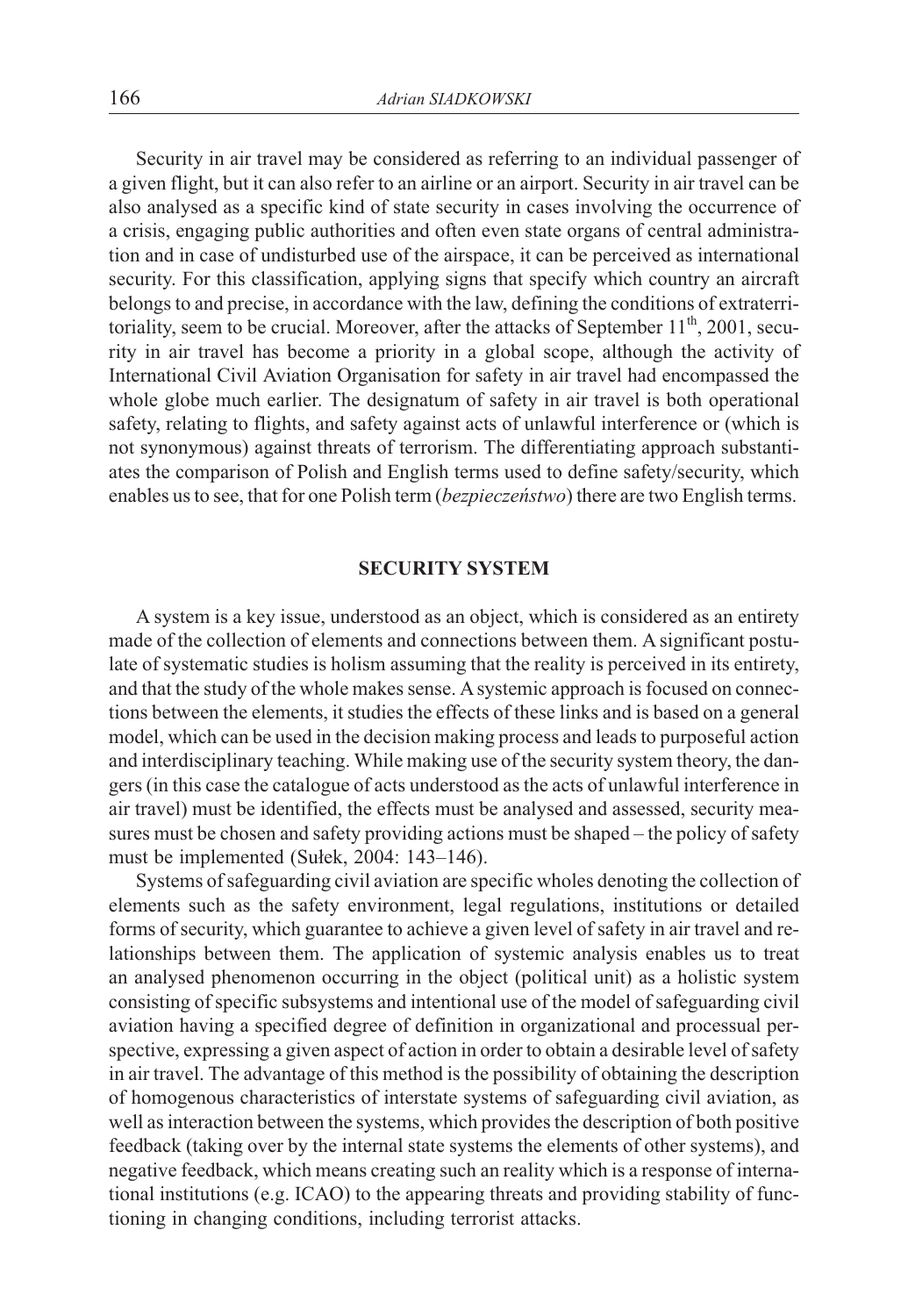Security in air travel may be considered as referring to an individual passenger of a given flight, but it can also refer to an airline or an airport. Security in air travel can be also analysed as a specific kind of state security in cases involving the occurrence of a crisis, engaging public authorities and often even state organs of central administration and in case of undisturbed use of the airspace, it can be perceived as international security. For this classification, applying signs that specify which country an aircraft belongs to and precise, in accordance with the law, defining the conditions of extraterritoriality, seem to be crucial. Moreover, after the attacks of September 11th, 2001, security in air travel has become a priority in a global scope, although the activity of International Civil Aviation Organisation for safety in air travel had encompassed the whole globe much earlier. The designatum of safety in air travel is both operational safety, relating to flights, and safety against acts of unlawful interference or (which is not synonymous) against threats of terrorism. The differentiating approach substantiates the comparison of Polish and English terms used to define safety/security, which enables us to see, that for one Polish term (*bezpieczeństwo*) there are two English terms.

## SECURITY SYSTEM

A system is a key issue, understood as an object, which is considered as an entirety made of the collection of elements and connections between them. A significant postulate of systematic studies is holism assuming that the reality is perceived in its entirety, and that the study of the whole makes sense. A systemic approach is focused on connections between the elements, it studies the effects of these links and is based on a general model, which can be used in the decision making process and leads to purposeful action and interdisciplinary teaching. While making use of the security system theory, the dangers (in this case the catalogue of acts understood as the acts of unlawful interference in air travel) must be identified, the effects must be analysed and assessed, security measures must be chosen and safety providing actions must be shaped – the policy of safety must be implemented (Sułek, 2004: 143–146).

Systems of safeguarding civil aviation are specific wholes denoting the collection of elements such as the safety environment, legal regulations, institutions or detailed forms of security, which guarantee to achieve a given level of safety in air travel and relationships between them. The application of systemic analysis enables us to treat an analysed phenomenon occurring in the object (political unit) as a holistic system consisting of specific subsystems and intentional use of the model of safeguarding civil aviation having a specified degree of definition in organizational and processual perspective, expressing a given aspect of action in order to obtain a desirable level of safety in air travel. The advantage of this method is the possibility of obtaining the description of homogenous characteristics of interstate systems of safeguarding civil aviation, as well as interaction between the systems, which provides the description of both positive feedback (taking over by the internal state systems the elements of other systems), and negative feedback, which means creating such an reality which is a response of international institutions (e.g. ICAO) to the appearing threats and providing stability of functioning in changing conditions, including terrorist attacks.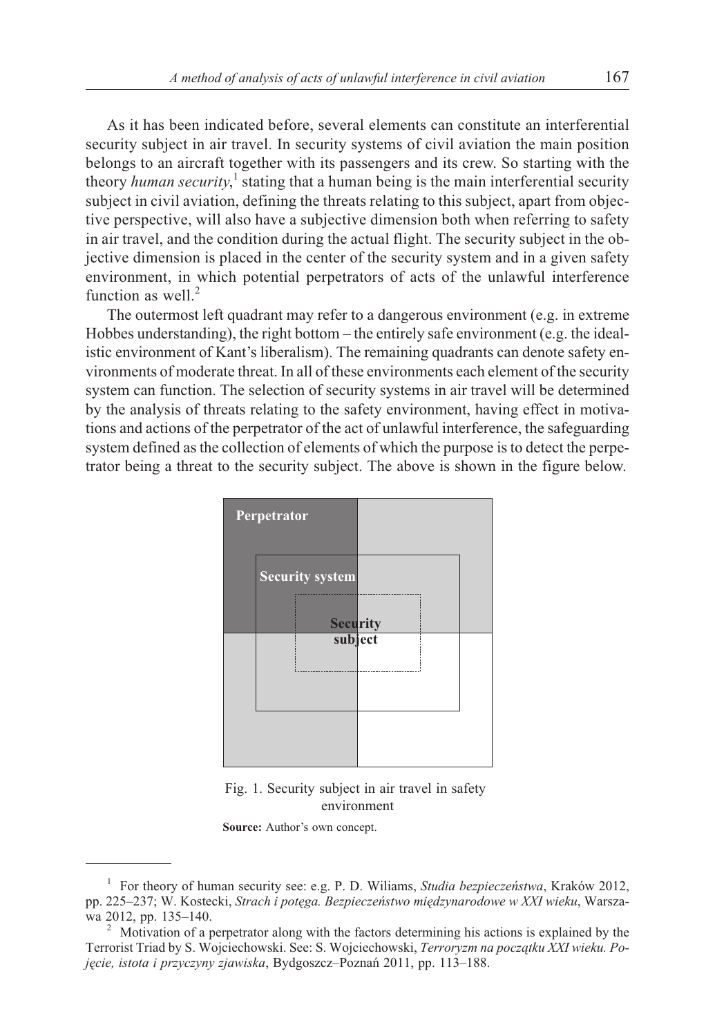As it has been indicated before, several elements can constitute an interferential security subject in air travel. In security systems of civil aviation the main position belongs to an aircraft together with its passengers and its crew. So starting with the theory *human security*,[1] stating that a human being is the main interferential security subject in civil aviation, defining the threats relating to this subject, apart from objective perspective, will also have a subjective dimension both when referring to safety in air travel, and the condition during the actual flight. The security subject in the objective dimension is placed in the center of the security system and in a given safety environment, in which potential perpetrators of acts of the unlawful interference function as well.[2]

The outermost left quadrant may refer to a dangerous environment (e.g. in extreme Hobbes understanding), the right bottom – the entirely safe environment (e.g. the idealistic environment of Kant's liberalism). The remaining quadrants can denote safety environments of moderate threat. In all of these environments each element of the security system can function. The selection of security systems in air travel will be determined by the analysis of threats relating to the safety environment, having effect in motivations and actions of the perpetrator of the act of unlawful interference, the safeguarding system defined as the collection of elements of which the purpose is to detect the perpetrator being a threat to the security subject. The above is shown in the figure below.

**Perpetrator**

**Security system**

**Security subject**

Fig. 1. Security subject in air travel in safety environment

**Source:** Author's own concept.

---

[1] For theory of human security see: e.g. P. D. Wiliams, *Studia bezpieczeństwa*, Kraków 2012, pp. 225–237; W. Kostecki, *Strach i potęga. Bezpieczeństwo międzynarodowe w XXI wieku*, Warszawa 2012, pp. 135–140.

[2] Motivation of a perpetrator along with the factors determining his actions is explained by the Terrorist Triad by S. Wojciechowski. See: S. Wojciechowski, *Terroryzm na początku XXI wieku. Pojęcie, istota i przyczyny zjawiska*, Bydgoszcz–Poznań 2011, pp. 113–188.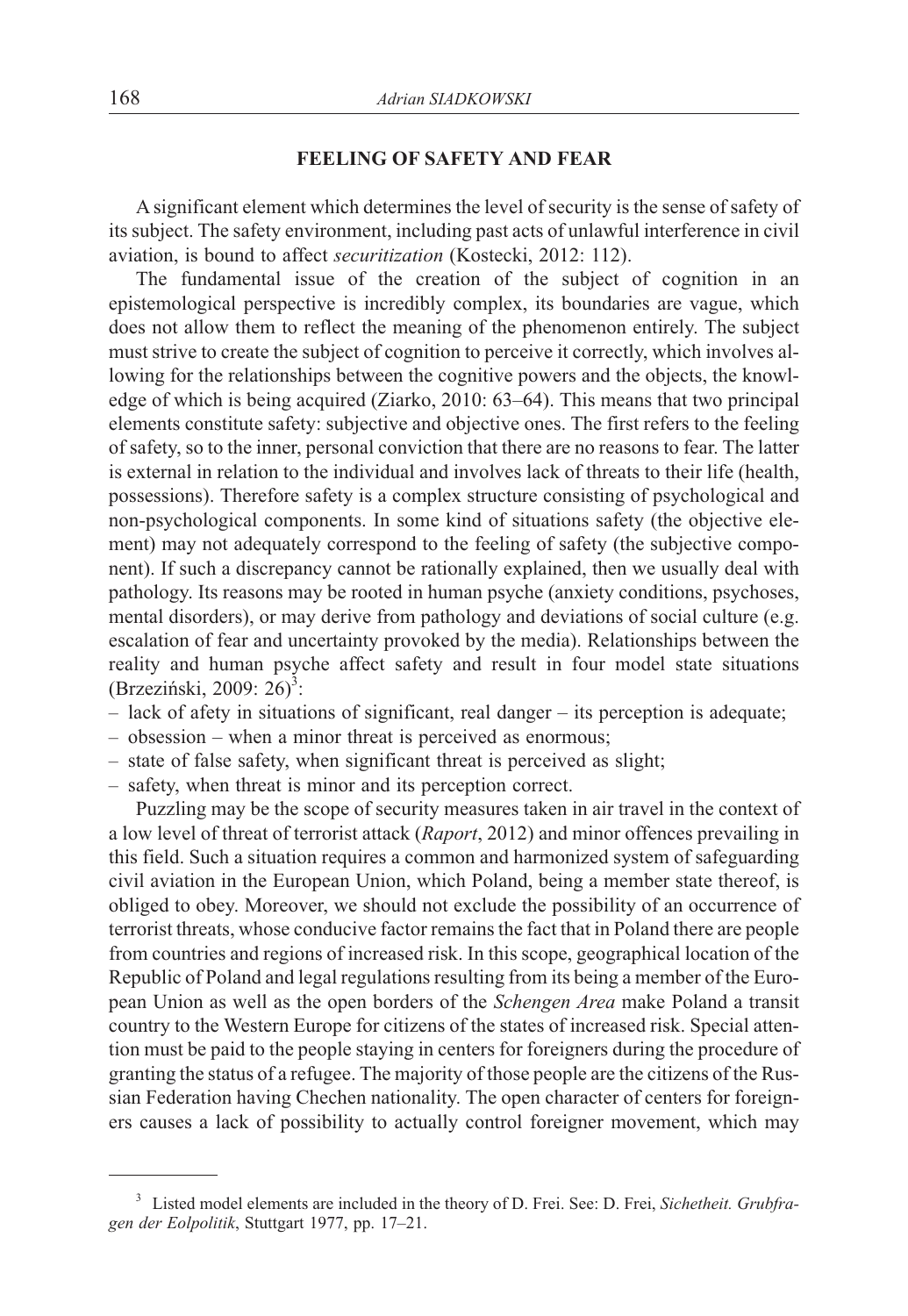## FEELING OF SAFETY AND FEAR

A significant element which determines the level of security is the sense of safety of its subject. The safety environment, including past acts of unlawful interference in civil aviation, is bound to affect *securitization* (Kostecki, 2012: 112).

The fundamental issue of the creation of the subject of cognition in an epistemological perspective is incredibly complex, its boundaries are vague, which does not allow them to reflect the meaning of the phenomenon entirely. The subject must strive to create the subject of cognition to perceive it correctly, which involves allowing for the relationships between the cognitive powers and the objects, the knowledge of which is being acquired (Ziarko, 2010: 63–64). This means that two principal elements constitute safety: subjective and objective ones. The first refers to the feeling of safety, so to the inner, personal conviction that there are no reasons to fear. The latter is external in relation to the individual and involves lack of threats to their life (health, possessions). Therefore safety is a complex structure consisting of psychological and non-psychological components. In some kind of situations safety (the objective element) may not adequately correspond to the feeling of safety (the subjective component). If such a discrepancy cannot be rationally explained, then we usually deal with pathology. Its reasons may be rooted in human psyche (anxiety conditions, psychoses, mental disorders), or may derive from pathology and deviations of social culture (e.g. escalation of fear and uncertainty provoked by the media). Relationships between the reality and human psyche affect safety and result in four model state situations (Brzeziński, 2009: 26)[3]:

- lack of afety in situations of significant, real danger – its perception is adequate;
- obsession – when a minor threat is perceived as enormous;
- state of false safety, when significant threat is perceived as slight;
- safety, when threat is minor and its perception correct.

Puzzling may be the scope of security measures taken in air travel in the context of a low level of threat of terrorist attack (*Raport*, 2012) and minor offences prevailing in this field. Such a situation requires a common and harmonized system of safeguarding civil aviation in the European Union, which Poland, being a member state thereof, is obliged to obey. Moreover, we should not exclude the possibility of an occurrence of terrorist threats, whose conducive factor remains the fact that in Poland there are people from countries and regions of increased risk. In this scope, geographical location of the Republic of Poland and legal regulations resulting from its being a member of the European Union as well as the open borders of the *Schengen Area* make Poland a transit country to the Western Europe for citizens of the states of increased risk. Special attention must be paid to the people staying in centers for foreigners during the procedure of granting the status of a refugee. The majority of those people are the citizens of the Russian Federation having Chechen nationality. The open character of centers for foreigners causes a lack of possibility to actually control foreigner movement, which may

---

[3] Listed model elements are included in the theory of D. Frei. See: D. Frei, *Sichetheit. Grubfragen der Eolpolitik*, Stuttgart 1977, pp. 17–21.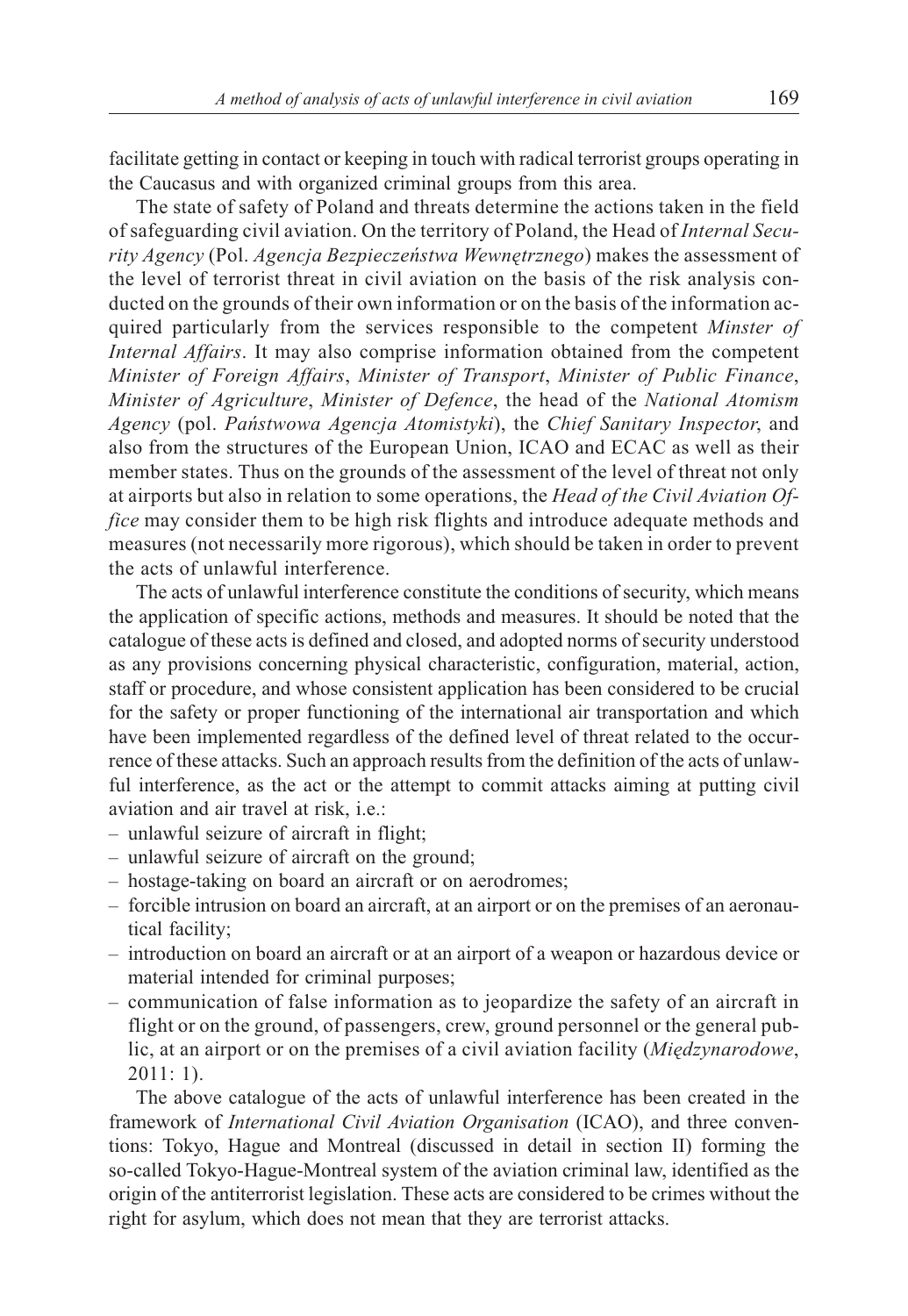facilitate getting in contact or keeping in touch with radical terrorist groups operating in the Caucasus and with organized criminal groups from this area.

The state of safety of Poland and threats determine the actions taken in the field of safeguarding civil aviation. On the territory of Poland, the Head of *Internal Security Agency* (Pol. *Agencja Bezpieczeństwa Wewnętrznego*) makes the assessment of the level of terrorist threat in civil aviation on the basis of the risk analysis conducted on the grounds of their own information or on the basis of the information acquired particularly from the services responsible to the competent *Minster of Internal Affairs*. It may also comprise information obtained from the competent *Minister of Foreign Affairs*, *Minister of Transport*, *Minister of Public Finance*, *Minister of Agriculture*, *Minister of Defence*, the head of the *National Atomism Agency* (pol. *Państwowa Agencja Atomistyki*), the *Chief Sanitary Inspector*, and also from the structures of the European Union, ICAO and ECAC as well as their member states. Thus on the grounds of the assessment of the level of threat not only at airports but also in relation to some operations, the *Head of the Civil Aviation Office* may consider them to be high risk flights and introduce adequate methods and measures (not necessarily more rigorous), which should be taken in order to prevent the acts of unlawful interference.

The acts of unlawful interference constitute the conditions of security, which means the application of specific actions, methods and measures. It should be noted that the catalogue of these acts is defined and closed, and adopted norms of security understood as any provisions concerning physical characteristic, configuration, material, action, staff or procedure, and whose consistent application has been considered to be crucial for the safety or proper functioning of the international air transportation and which have been implemented regardless of the defined level of threat related to the occurrence of these attacks. Such an approach results from the definition of the acts of unlawful interference, as the act or the attempt to commit attacks aiming at putting civil aviation and air travel at risk, i.e.:

- unlawful seizure of aircraft in flight;
- unlawful seizure of aircraft on the ground;
- hostage-taking on board an aircraft or on aerodromes;
- forcible intrusion on board an aircraft, at an airport or on the premises of an aeronautical facility;
- introduction on board an aircraft or at an airport of a weapon or hazardous device or material intended for criminal purposes;
- communication of false information as to jeopardize the safety of an aircraft in flight or on the ground, of passengers, crew, ground personnel or the general public, at an airport or on the premises of a civil aviation facility (*Międzynarodowe*, 2011: 1).

The above catalogue of the acts of unlawful interference has been created in the framework of *International Civil Aviation Organisation* (ICAO), and three conventions: Tokyo, Hague and Montreal (discussed in detail in section II) forming the so-called Tokyo-Hague-Montreal system of the aviation criminal law, identified as the origin of the antiterrorist legislation. These acts are considered to be crimes without the right for asylum, which does not mean that they are terrorist attacks.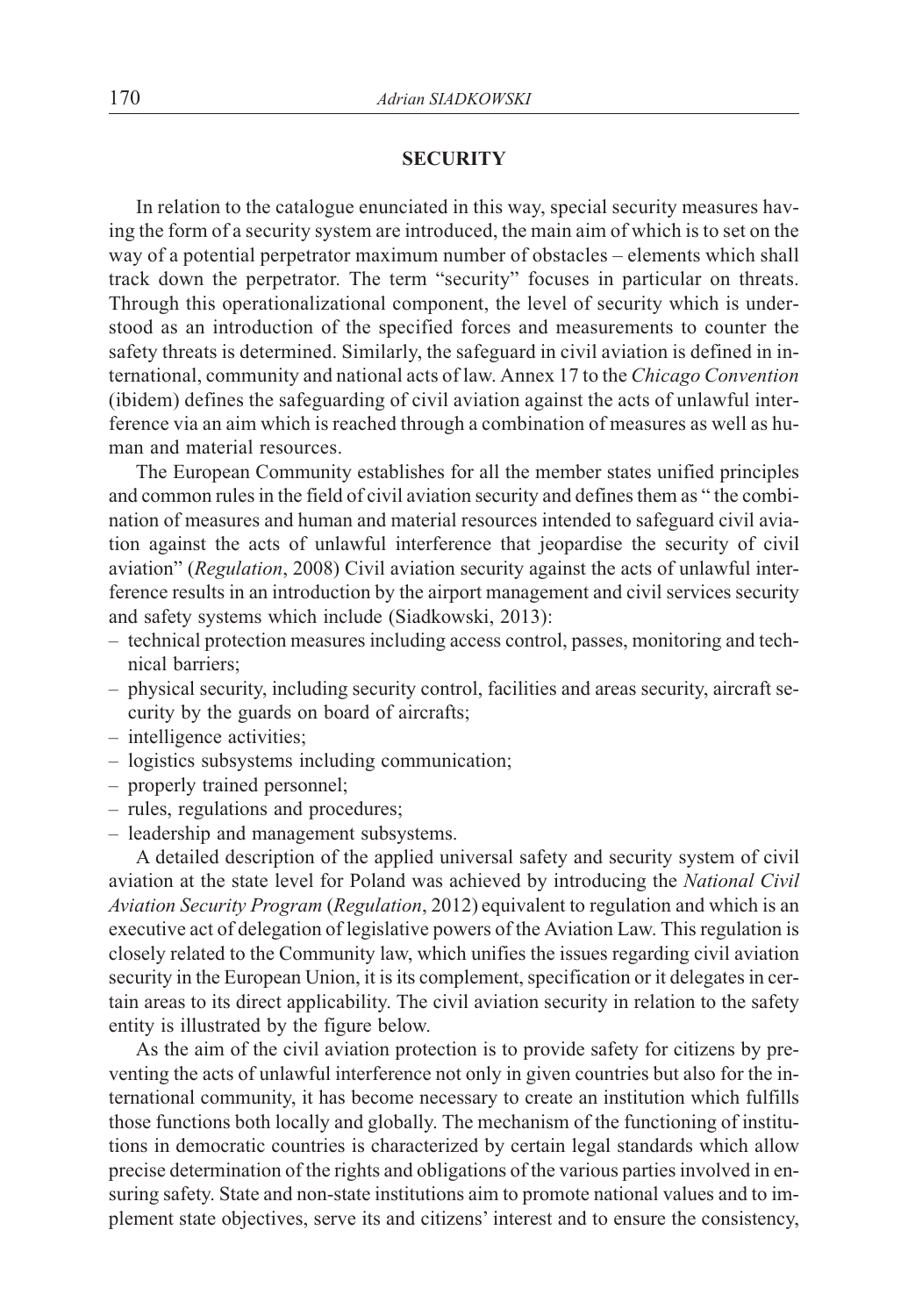## SECURITY

In relation to the catalogue enunciated in this way, special security measures having the form of a security system are introduced, the main aim of which is to set on the way of a potential perpetrator maximum number of obstacles – elements which shall track down the perpetrator. The term "security" focuses in particular on threats. Through this operationalizational component, the level of security which is understood as an introduction of the specified forces and measurements to counter the safety threats is determined. Similarly, the safeguard in civil aviation is defined in international, community and national acts of law. Annex 17 to the *Chicago Convention* (ibidem) defines the safeguarding of civil aviation against the acts of unlawful interference via an aim which is reached through a combination of measures as well as human and material resources.

The European Community establishes for all the member states unified principles and common rules in the field of civil aviation security and defines them as " the combination of measures and human and material resources intended to safeguard civil aviation against the acts of unlawful interference that jeopardise the security of civil aviation" (*Regulation*, 2008) Civil aviation security against the acts of unlawful interference results in an introduction by the airport management and civil services security and safety systems which include (Siadkowski, 2013):

- technical protection measures including access control, passes, monitoring and technical barriers;
- physical security, including security control, facilities and areas security, aircraft security by the guards on board of aircrafts;
- intelligence activities;
- logistics subsystems including communication;
- properly trained personnel;
- rules, regulations and procedures;
- leadership and management subsystems.

A detailed description of the applied universal safety and security system of civil aviation at the state level for Poland was achieved by introducing the *National Civil Aviation Security Program* (*Regulation*, 2012) equivalent to regulation and which is an executive act of delegation of legislative powers of the Aviation Law. This regulation is closely related to the Community law, which unifies the issues regarding civil aviation security in the European Union, it is its complement, specification or it delegates in certain areas to its direct applicability. The civil aviation security in relation to the safety entity is illustrated by the figure below.

As the aim of the civil aviation protection is to provide safety for citizens by preventing the acts of unlawful interference not only in given countries but also for the international community, it has become necessary to create an institution which fulfills those functions both locally and globally. The mechanism of the functioning of institutions in democratic countries is characterized by certain legal standards which allow precise determination of the rights and obligations of the various parties involved in ensuring safety. State and non-state institutions aim to promote national values and to implement state objectives, serve its and citizens' interest and to ensure the consistency,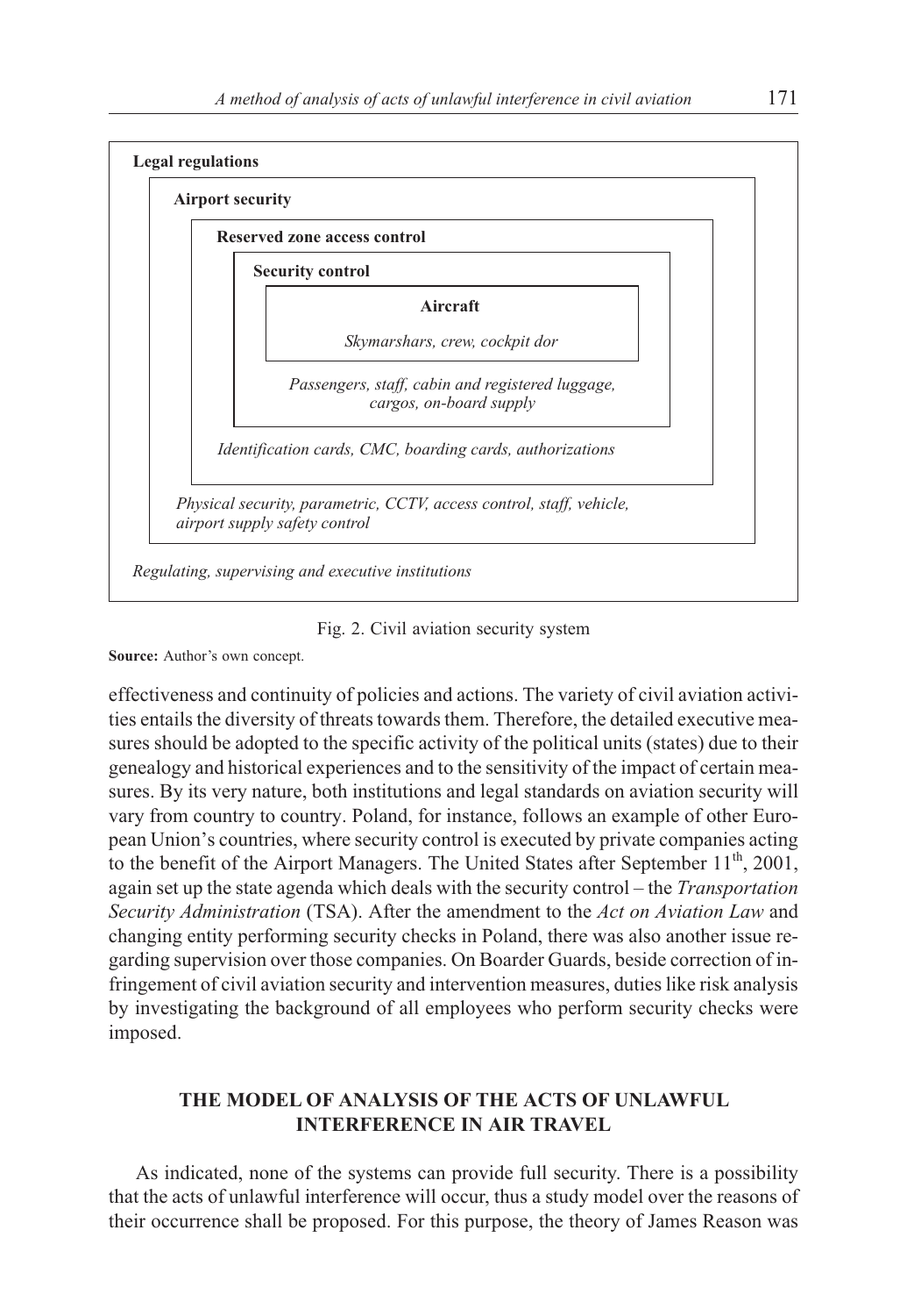**Legal regulations**

**Airport security**

**Reserved zone access control**

**Security control**

**Aircraft**

*Skymarshars, crew, cockpit dor*

*Passengers, staff, cabin and registered luggage, cargos, on-board supply*

*Identification cards, CMC, boarding cards, authorizations*

*Physical security, parametric, CCTV, access control, staff, vehicle, airport supply safety control*

*Regulating, supervising and executive institutions*

Fig. 2. Civil aviation security system

**Source:** Author's own concept.

effectiveness and continuity of policies and actions. The variety of civil aviation activities entails the diversity of threats towards them. Therefore, the detailed executive measures should be adopted to the specific activity of the political units (states) due to their genealogy and historical experiences and to the sensitivity of the impact of certain measures. By its very nature, both institutions and legal standards on aviation security will vary from country to country. Poland, for instance, follows an example of other European Union's countries, where security control is executed by private companies acting to the benefit of the Airport Managers. The United States after September 11th, 2001, again set up the state agenda which deals with the security control – the *Transportation Security Administration* (TSA). After the amendment to the *Act on Aviation Law* and changing entity performing security checks in Poland, there was also another issue regarding supervision over those companies. On Boarder Guards, beside correction of infringement of civil aviation security and intervention measures, duties like risk analysis by investigating the background of all employees who perform security checks were imposed.

## THE MODEL OF ANALYSIS OF THE ACTS OF UNLAWFUL INTERFERENCE IN AIR TRAVEL

As indicated, none of the systems can provide full security. There is a possibility that the acts of unlawful interference will occur, thus a study model over the reasons of their occurrence shall be proposed. For this purpose, the theory of James Reason was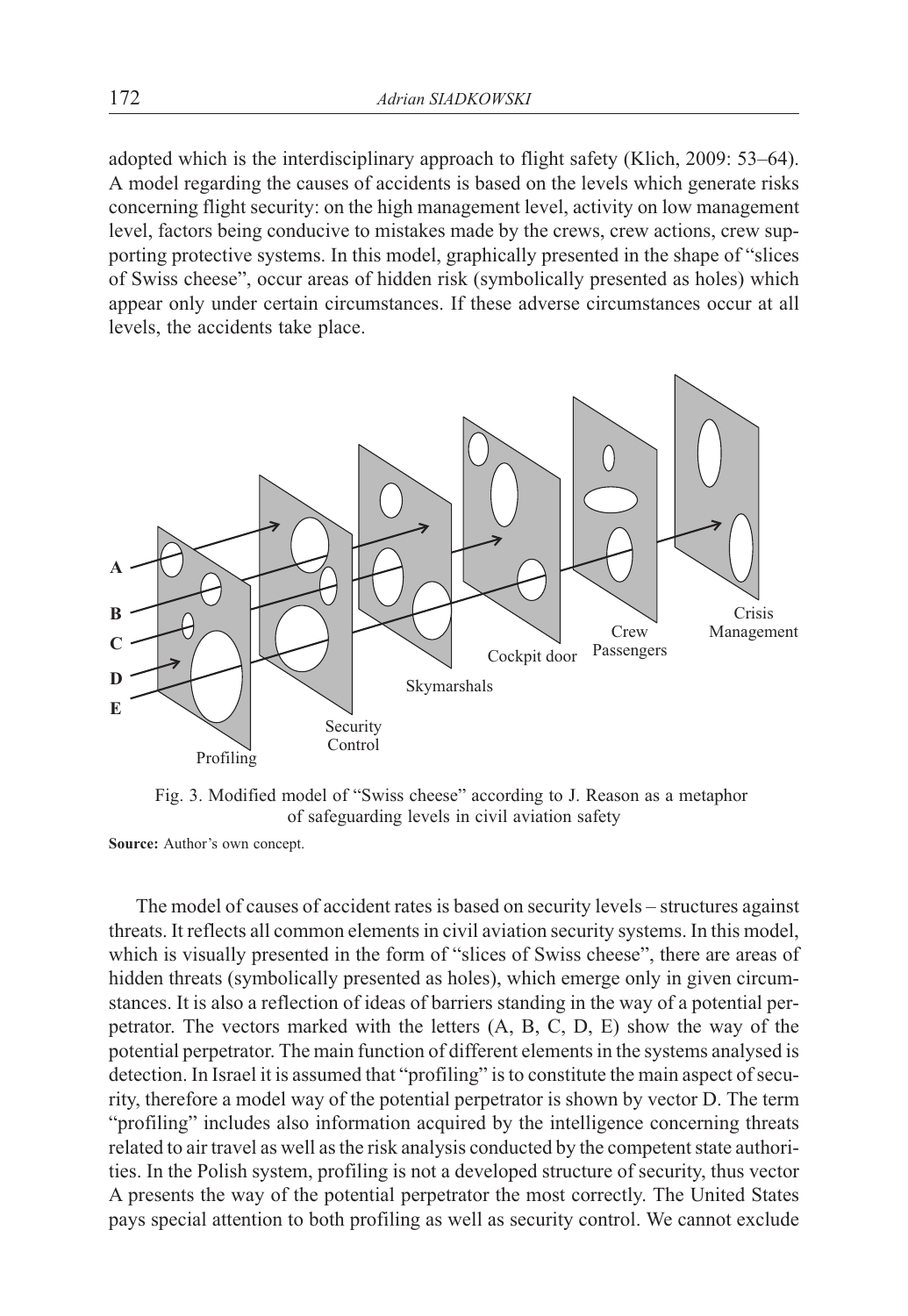adopted which is the interdisciplinary approach to flight safety (Klich, 2009: 53–64). A model regarding the causes of accidents is based on the levels which generate risks concerning flight security: on the high management level, activity on low management level, factors being conducive to mistakes made by the crews, crew actions, crew supporting protective systems. In this model, graphically presented in the shape of "slices of Swiss cheese", occur areas of hidden risk (symbolically presented as holes) which appear only under certain circumstances. If these adverse circumstances occur at all levels, the accidents take place.

Fig. 3. Modified model of "Swiss cheese" according to J. Reason as a metaphor of safeguarding levels in civil aviation safety

**Source:** Author's own concept.

The model of causes of accident rates is based on security levels – structures against threats. It reflects all common elements in civil aviation security systems. In this model, which is visually presented in the form of "slices of Swiss cheese", there are areas of hidden threats (symbolically presented as holes), which emerge only in given circumstances. It is also a reflection of ideas of barriers standing in the way of a potential perpetrator. The vectors marked with the letters (A, B, C, D, E) show the way of the potential perpetrator. The main function of different elements in the systems analysed is detection. In Israel it is assumed that "profiling" is to constitute the main aspect of security, therefore a model way of the potential perpetrator is shown by vector D. The term "profiling" includes also information acquired by the intelligence concerning threats related to air travel as well as the risk analysis conducted by the competent state authorities. In the Polish system, profiling is not a developed structure of security, thus vector A presents the way of the potential perpetrator the most correctly. The United States pays special attention to both profiling as well as security control. We cannot exclude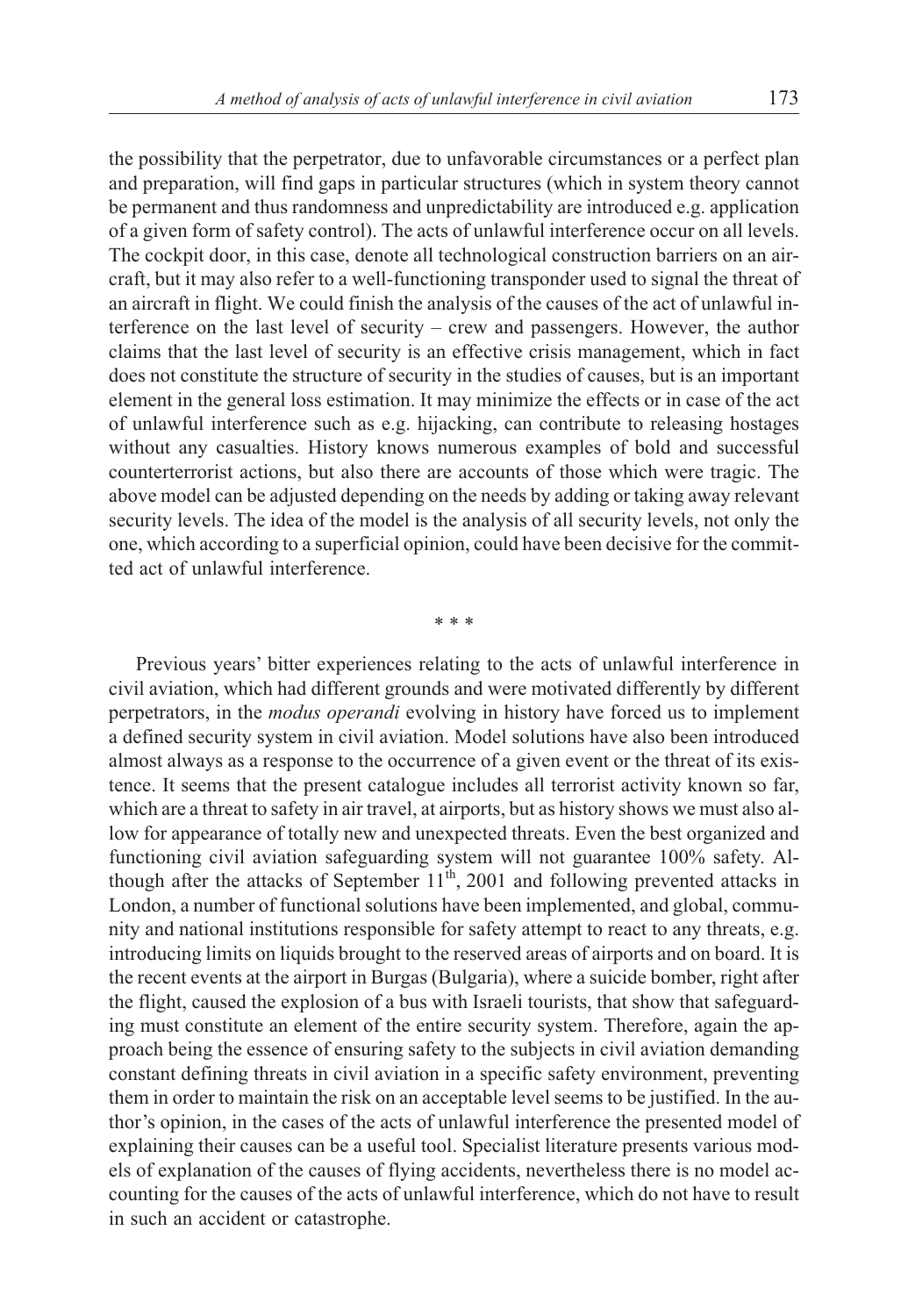the possibility that the perpetrator, due to unfavorable circumstances or a perfect plan and preparation, will find gaps in particular structures (which in system theory cannot be permanent and thus randomness and unpredictability are introduced e.g. application of a given form of safety control). The acts of unlawful interference occur on all levels. The cockpit door, in this case, denote all technological construction barriers on an aircraft, but it may also refer to a well-functioning transponder used to signal the threat of an aircraft in flight. We could finish the analysis of the causes of the act of unlawful interference on the last level of security – crew and passengers. However, the author claims that the last level of security is an effective crisis management, which in fact does not constitute the structure of security in the studies of causes, but is an important element in the general loss estimation. It may minimize the effects or in case of the act of unlawful interference such as e.g. hijacking, can contribute to releasing hostages without any casualties. History knows numerous examples of bold and successful counterterrorist actions, but also there are accounts of those which were tragic. The above model can be adjusted depending on the needs by adding or taking away relevant security levels. The idea of the model is the analysis of all security levels, not only the one, which according to a superficial opinion, could have been decisive for the committed act of unlawful interference.

\* \* \*

Previous years' bitter experiences relating to the acts of unlawful interference in civil aviation, which had different grounds and were motivated differently by different perpetrators, in the *modus operandi* evolving in history have forced us to implement a defined security system in civil aviation. Model solutions have also been introduced almost always as a response to the occurrence of a given event or the threat of its existence. It seems that the present catalogue includes all terrorist activity known so far, which are a threat to safety in air travel, at airports, but as history shows we must also allow for appearance of totally new and unexpected threats. Even the best organized and functioning civil aviation safeguarding system will not guarantee 100% safety. Although after the attacks of September 11[th], 2001 and following prevented attacks in London, a number of functional solutions have been implemented, and global, community and national institutions responsible for safety attempt to react to any threats, e.g. introducing limits on liquids brought to the reserved areas of airports and on board. It is the recent events at the airport in Burgas (Bulgaria), where a suicide bomber, right after the flight, caused the explosion of a bus with Israeli tourists, that show that safeguarding must constitute an element of the entire security system. Therefore, again the approach being the essence of ensuring safety to the subjects in civil aviation demanding constant defining threats in civil aviation in a specific safety environment, preventing them in order to maintain the risk on an acceptable level seems to be justified. In the author's opinion, in the cases of the acts of unlawful interference the presented model of explaining their causes can be a useful tool. Specialist literature presents various models of explanation of the causes of flying accidents, nevertheless there is no model accounting for the causes of the acts of unlawful interference, which do not have to result in such an accident or catastrophe.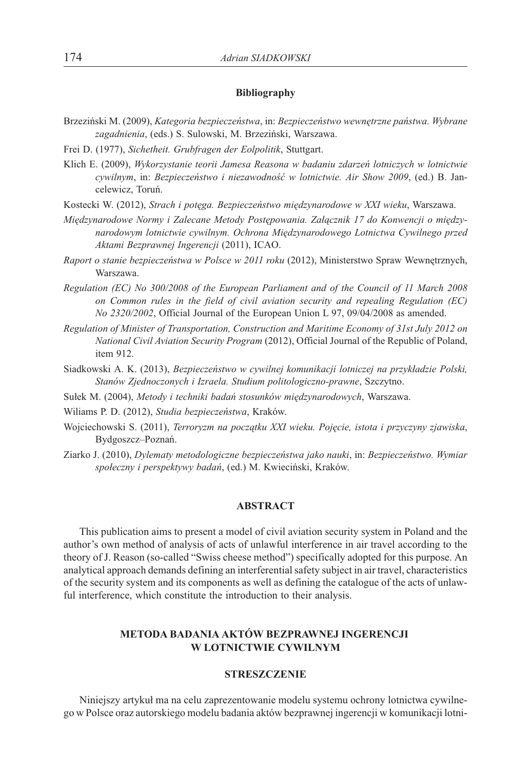## Bibliography

Brzeziński M. (2009), *Kategoria bezpieczeństwa*, in: *Bezpieczeństwo wewnętrzne państwa. Wybrane zagadnienia*, (eds.) S. Sulowski, M. Brzeziński, Warszawa.

Frei D. (1977), *Sichetheit. Grubfragen der Eolpolitik*, Stuttgart.

Klich E. (2009), *Wykorzystanie teorii Jamesa Reasona w badaniu zdarzeń lotniczych w lotnictwie cywilnym*, in: *Bezpieczeństwo i niezawodność w lotnictwie. Air Show 2009*, (ed.) B. Jancelewicz, Toruń.

Kostecki W. (2012), *Strach i potęga. Bezpieczeństwo międzynarodowe w XXI wieku*, Warszawa.

*Międzynarodowe Normy i Zalecane Metody Postępowania. Załącznik 17 do Konwencji o międzynarodowym lotnictwie cywilnym. Ochrona Międzynarodowego Lotnictwa Cywilnego przed Aktami Bezprawnej Ingerencji* (2011), ICAO.

*Raport o stanie bezpieczeństwa w Polsce w 2011 roku* (2012), Ministerstwo Spraw Wewnętrznych, Warszawa.

*Regulation (EC) No 300/2008 of the European Parliament and of the Council of 11 March 2008 on Common rules in the field of civil aviation security and repealing Regulation (EC) No 2320/2002*, Official Journal of the European Union L 97, 09/04/2008 as amended.

*Regulation of Minister of Transportation, Construction and Maritime Economy of 31st July 2012 on National Civil Aviation Security Program* (2012), Official Journal of the Republic of Poland, item 912.

Siadkowski A. K. (2013), *Bezpieczeństwo w cywilnej komunikacji lotniczej na przykładzie Polski, Stanów Zjednoczonych i Izraela. Studium politologiczno-prawne*, Szczytno.

Sułek M. (2004), *Metody i techniki badań stosunków międzynarodowych*, Warszawa.

Wiliams P. D. (2012), *Studia bezpieczeństwa*, Kraków.

Wojciechowski S. (2011), *Terroryzm na początku XXI wieku. Pojęcie, istota i przyczyny zjawiska*, Bydgoszcz–Poznań.

Ziarko J. (2010), *Dylematy metodologiczne bezpieczeństwa jako nauki*, in: *Bezpieczeństwo. Wymiar społeczny i perspektywy badań*, (ed.) M. Kwieciński, Kraków.

## ABSTRACT

This publication aims to present a model of civil aviation security system in Poland and the author's own method of analysis of acts of unlawful interference in air travel according to the theory of J. Reason (so-called "Swiss cheese method") specifically adopted for this purpose. An analytical approach demands defining an interferential safety subject in air travel, characteristics of the security system and its components as well as defining the catalogue of the acts of unlawful interference, which constitute the introduction to their analysis.

## METODA BADANIA AKTÓW BEZPRAWNEJ INGERENCJI W LOTNICTWIE CYWILNYM

### STRESZCZENIE

Niniejszy artykuł ma na celu zaprezentowanie modelu systemu ochrony lotnictwa cywilnego w Polsce oraz autorskiego modelu badania aktów bezprawnej ingerencji w komunikacji lotni-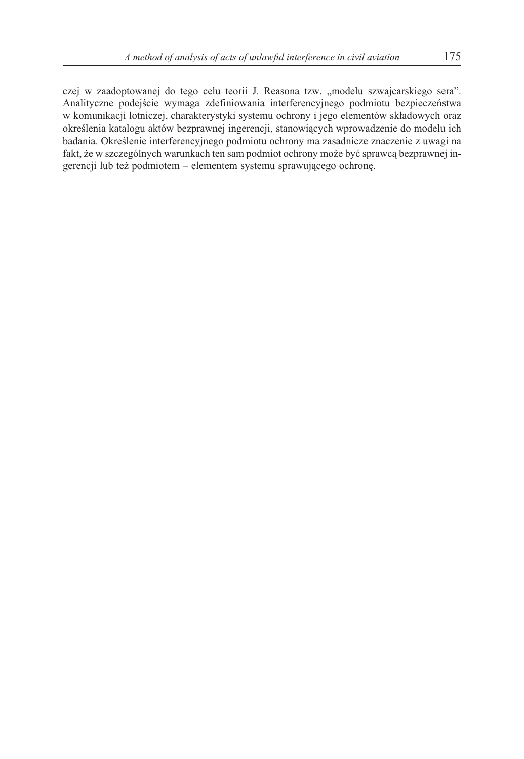czej w zaadoptowanej do tego celu teorii J. Reasona tzw. „modelu szwajcarskiego sera". Analityczne podejście wymaga zdefiniowania interferencyjnego podmiotu bezpieczeństwa w komunikacji lotniczej, charakterystyki systemu ochrony i jego elementów składowych oraz określenia katalogu aktów bezprawnej ingerencji, stanowiących wprowadzenie do modelu ich badania. Określenie interferencyjnego podmiotu ochrony ma zasadnicze znaczenie z uwagi na fakt, że w szczególnych warunkach ten sam podmiot ochrony może być sprawcą bezprawnej ingerencji lub też podmiotem – elementem systemu sprawującego ochronę.